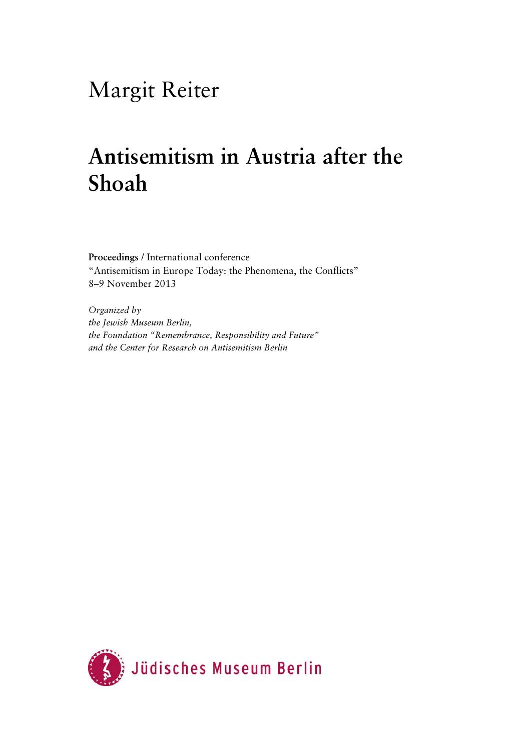Margit Reiter

# Antisemitism in Austria after the Shoah

**Proceedings** / International conference
"Antisemitism in Europe Today: the Phenomena, the Conflicts"
8–9 November 2013

*Organized by*
*the Jewish Museum Berlin,*
*the Foundation "Remembrance, Responsibility and Future"*
*and the Center for Research on Antisemitism Berlin*

Jüdisches Museum Berlin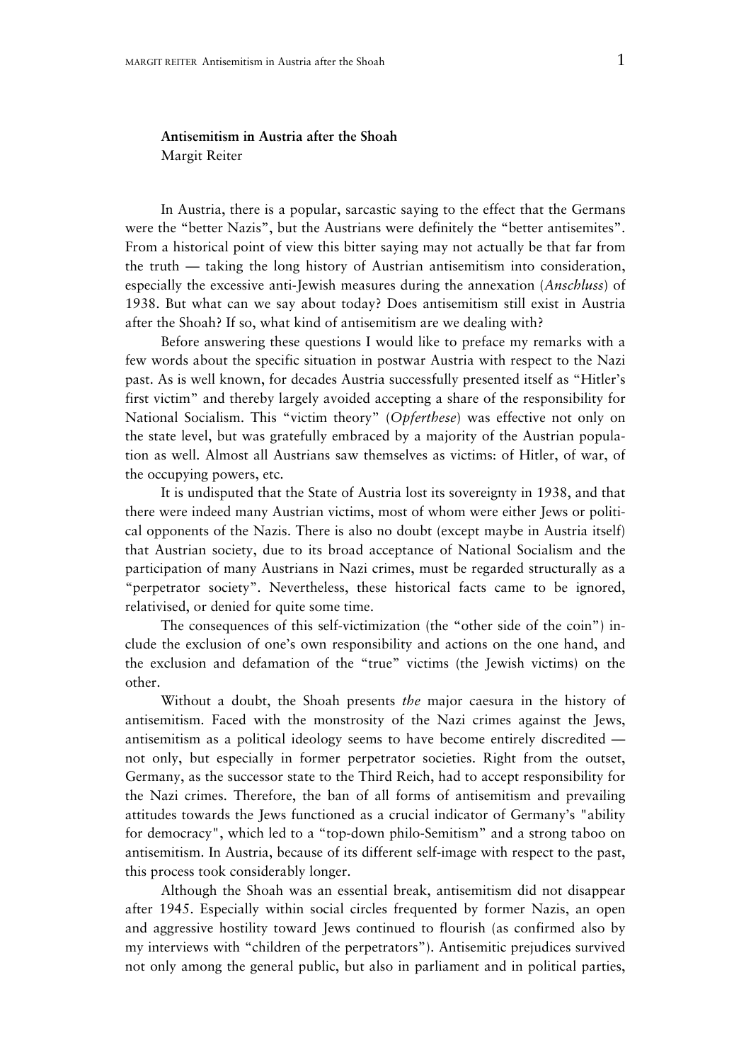**Antisemitism in Austria after the Shoah**
Margit Reiter

In Austria, there is a popular, sarcastic saying to the effect that the Germans were the "better Nazis", but the Austrians were definitely the "better antisemites". From a historical point of view this bitter saying may not actually be that far from the truth — taking the long history of Austrian antisemitism into consideration, especially the excessive anti-Jewish measures during the annexation (*Anschluss*) of 1938. But what can we say about today? Does antisemitism still exist in Austria after the Shoah? If so, what kind of antisemitism are we dealing with?

Before answering these questions I would like to preface my remarks with a few words about the specific situation in postwar Austria with respect to the Nazi past. As is well known, for decades Austria successfully presented itself as "Hitler's first victim" and thereby largely avoided accepting a share of the responsibility for National Socialism. This "victim theory" (*Opferthese*) was effective not only on the state level, but was gratefully embraced by a majority of the Austrian population as well. Almost all Austrians saw themselves as victims: of Hitler, of war, of the occupying powers, etc.

It is undisputed that the State of Austria lost its sovereignty in 1938, and that there were indeed many Austrian victims, most of whom were either Jews or political opponents of the Nazis. There is also no doubt (except maybe in Austria itself) that Austrian society, due to its broad acceptance of National Socialism and the participation of many Austrians in Nazi crimes, must be regarded structurally as a "perpetrator society". Nevertheless, these historical facts came to be ignored, relativised, or denied for quite some time.

The consequences of this self-victimization (the "other side of the coin") include the exclusion of one's own responsibility and actions on the one hand, and the exclusion and defamation of the "true" victims (the Jewish victims) on the other.

Without a doubt, the Shoah presents *the* major caesura in the history of antisemitism. Faced with the monstrosity of the Nazi crimes against the Jews, antisemitism as a political ideology seems to have become entirely discredited — not only, but especially in former perpetrator societies. Right from the outset, Germany, as the successor state to the Third Reich, had to accept responsibility for the Nazi crimes. Therefore, the ban of all forms of antisemitism and prevailing attitudes towards the Jews functioned as a crucial indicator of Germany's "ability for democracy", which led to a "top-down philo-Semitism" and a strong taboo on antisemitism. In Austria, because of its different self-image with respect to the past, this process took considerably longer.

Although the Shoah was an essential break, antisemitism did not disappear after 1945. Especially within social circles frequented by former Nazis, an open and aggressive hostility toward Jews continued to flourish (as confirmed also by my interviews with "children of the perpetrators"). Antisemitic prejudices survived not only among the general public, but also in parliament and in political parties,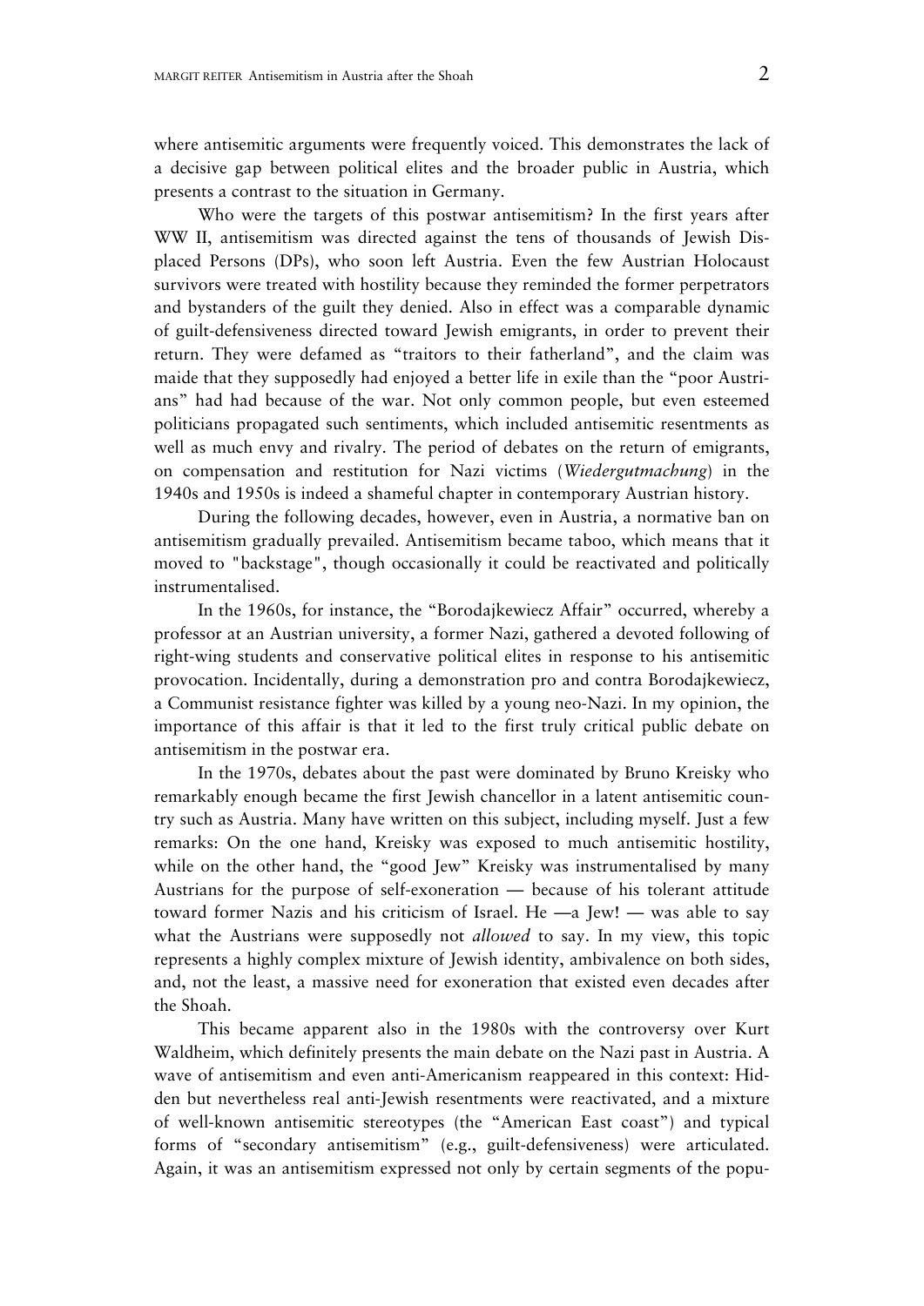where antisemitic arguments were frequently voiced. This demonstrates the lack of a decisive gap between political elites and the broader public in Austria, which presents a contrast to the situation in Germany.

Who were the targets of this postwar antisemitism? In the first years after WW II, antisemitism was directed against the tens of thousands of Jewish Displaced Persons (DPs), who soon left Austria. Even the few Austrian Holocaust survivors were treated with hostility because they reminded the former perpetrators and bystanders of the guilt they denied. Also in effect was a comparable dynamic of guilt-defensiveness directed toward Jewish emigrants, in order to prevent their return. They were defamed as "traitors to their fatherland", and the claim was maide that they supposedly had enjoyed a better life in exile than the "poor Austrians" had had because of the war. Not only common people, but even esteemed politicians propagated such sentiments, which included antisemitic resentments as well as much envy and rivalry. The period of debates on the return of emigrants, on compensation and restitution for Nazi victims (*Wiedergutmachung*) in the 1940s and 1950s is indeed a shameful chapter in contemporary Austrian history.

During the following decades, however, even in Austria, a normative ban on antisemitism gradually prevailed. Antisemitism became taboo, which means that it moved to "backstage", though occasionally it could be reactivated and politically instrumentalised.

In the 1960s, for instance, the "Borodajkewiecz Affair" occurred, whereby a professor at an Austrian university, a former Nazi, gathered a devoted following of right-wing students and conservative political elites in response to his antisemitic provocation. Incidentally, during a demonstration pro and contra Borodajkewiecz, a Communist resistance fighter was killed by a young neo-Nazi. In my opinion, the importance of this affair is that it led to the first truly critical public debate on antisemitism in the postwar era.

In the 1970s, debates about the past were dominated by Bruno Kreisky who remarkably enough became the first Jewish chancellor in a latent antisemitic country such as Austria. Many have written on this subject, including myself. Just a few remarks: On the one hand, Kreisky was exposed to much antisemitic hostility, while on the other hand, the "good Jew" Kreisky was instrumentalised by many Austrians for the purpose of self-exoneration — because of his tolerant attitude toward former Nazis and his criticism of Israel. He —a Jew! — was able to say what the Austrians were supposedly not *allowed* to say. In my view, this topic represents a highly complex mixture of Jewish identity, ambivalence on both sides, and, not the least, a massive need for exoneration that existed even decades after the Shoah.

This became apparent also in the 1980s with the controversy over Kurt Waldheim, which definitely presents the main debate on the Nazi past in Austria. A wave of antisemitism and even anti-Americanism reappeared in this context: Hidden but nevertheless real anti-Jewish resentments were reactivated, and a mixture of well-known antisemitic stereotypes (the "American East coast") and typical forms of "secondary antisemitism" (e.g., guilt-defensiveness) were articulated. Again, it was an antisemitism expressed not only by certain segments of the popu-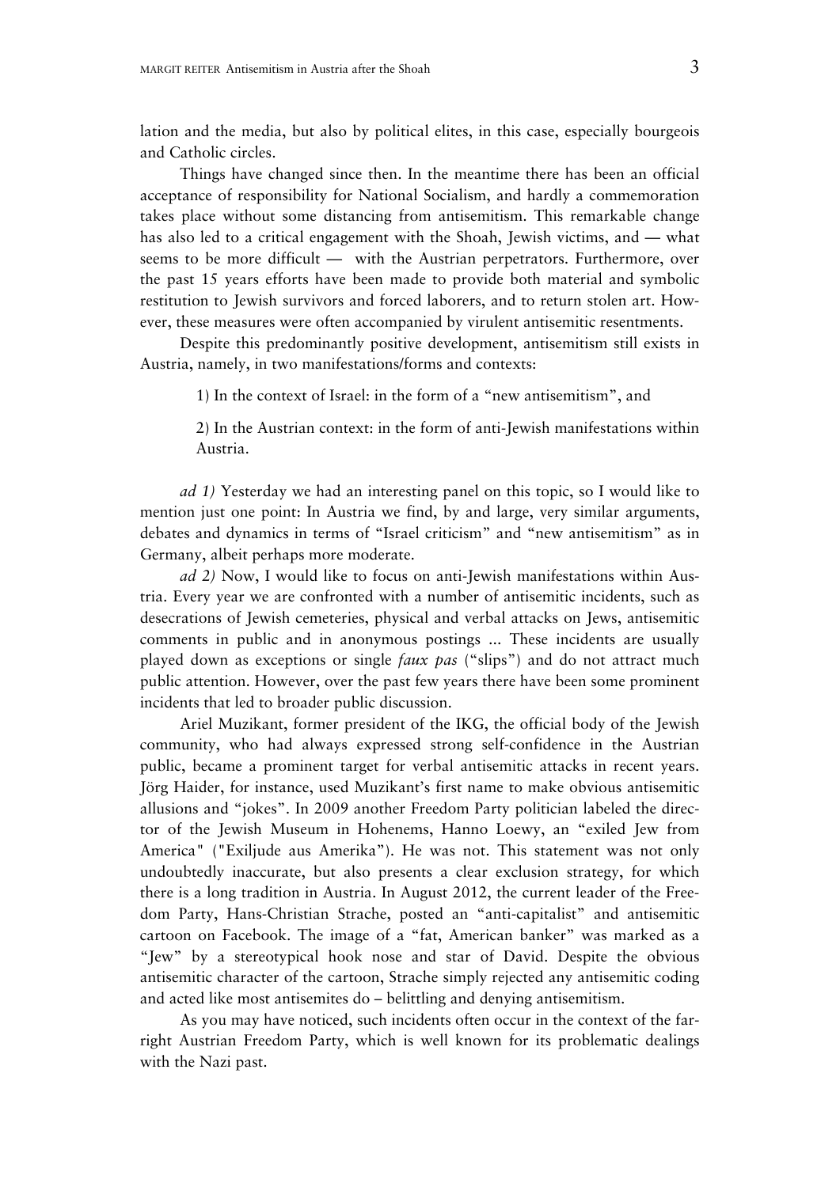lation and the media, but also by political elites, in this case, especially bourgeois and Catholic circles.

Things have changed since then. In the meantime there has been an official acceptance of responsibility for National Socialism, and hardly a commemoration takes place without some distancing from antisemitism. This remarkable change has also led to a critical engagement with the Shoah, Jewish victims, and — what seems to be more difficult — with the Austrian perpetrators. Furthermore, over the past 15 years efforts have been made to provide both material and symbolic restitution to Jewish survivors and forced laborers, and to return stolen art. However, these measures were often accompanied by virulent antisemitic resentments.

Despite this predominantly positive development, antisemitism still exists in Austria, namely, in two manifestations/forms and contexts:

1) In the context of Israel: in the form of a "new antisemitism", and

2) In the Austrian context: in the form of anti-Jewish manifestations within Austria.

*ad 1)* Yesterday we had an interesting panel on this topic, so I would like to mention just one point: In Austria we find, by and large, very similar arguments, debates and dynamics in terms of "Israel criticism" and "new antisemitism" as in Germany, albeit perhaps more moderate.

*ad 2)* Now, I would like to focus on anti-Jewish manifestations within Austria. Every year we are confronted with a number of antisemitic incidents, such as desecrations of Jewish cemeteries, physical and verbal attacks on Jews, antisemitic comments in public and in anonymous postings ... These incidents are usually played down as exceptions or single *faux pas* ("slips") and do not attract much public attention. However, over the past few years there have been some prominent incidents that led to broader public discussion.

Ariel Muzikant, former president of the IKG, the official body of the Jewish community, who had always expressed strong self-confidence in the Austrian public, became a prominent target for verbal antisemitic attacks in recent years. Jörg Haider, for instance, used Muzikant's first name to make obvious antisemitic allusions and "jokes". In 2009 another Freedom Party politician labeled the director of the Jewish Museum in Hohenems, Hanno Loewy, an "exiled Jew from America" ("Exiljude aus Amerika"). He was not. This statement was not only undoubtedly inaccurate, but also presents a clear exclusion strategy, for which there is a long tradition in Austria. In August 2012, the current leader of the Freedom Party, Hans-Christian Strache, posted an "anti-capitalist" and antisemitic cartoon on Facebook. The image of a "fat, American banker" was marked as a "Jew" by a stereotypical hook nose and star of David. Despite the obvious antisemitic character of the cartoon, Strache simply rejected any antisemitic coding and acted like most antisemites do – belittling and denying antisemitism.

As you may have noticed, such incidents often occur in the context of the far-right Austrian Freedom Party, which is well known for its problematic dealings with the Nazi past.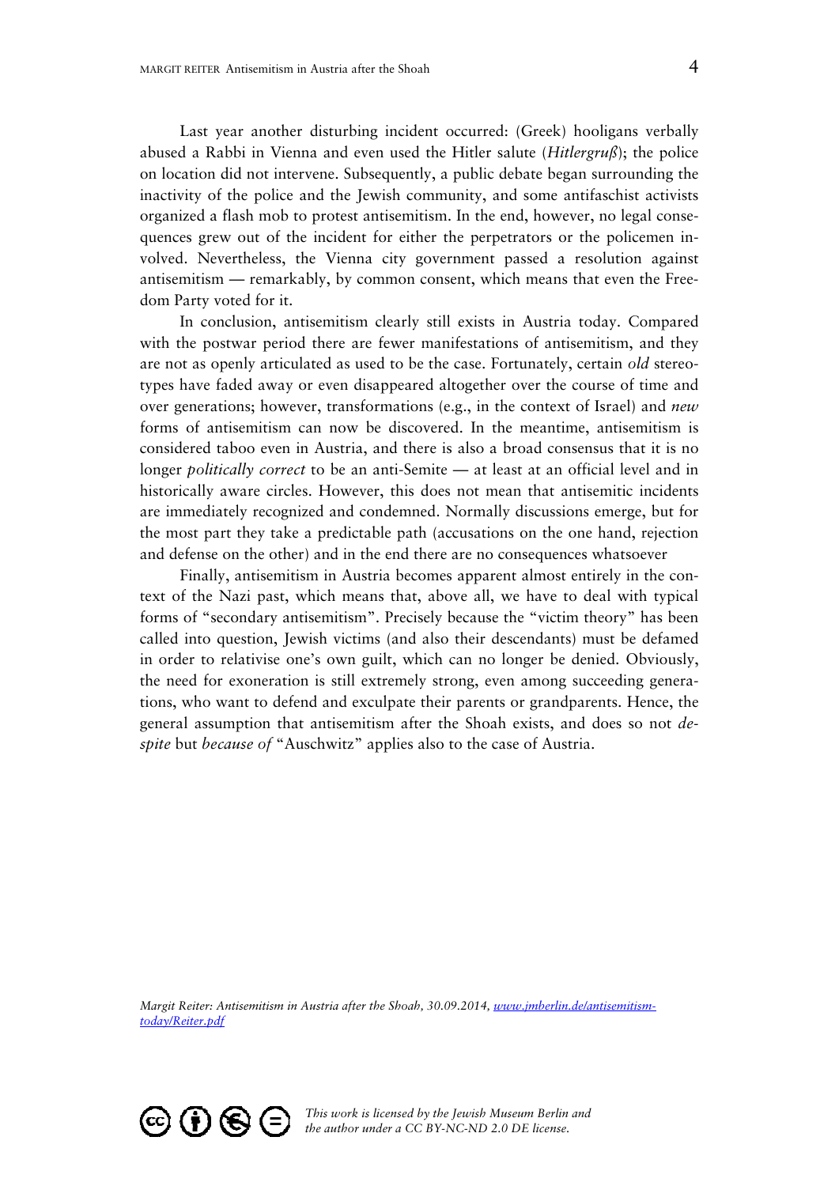Last year another disturbing incident occurred: (Greek) hooligans verbally abused a Rabbi in Vienna and even used the Hitler salute (*Hitlergruß*); the police on location did not intervene. Subsequently, a public debate began surrounding the inactivity of the police and the Jewish community, and some antifaschist activists organized a flash mob to protest antisemitism. In the end, however, no legal consequences grew out of the incident for either the perpetrators or the policemen involved. Nevertheless, the Vienna city government passed a resolution against antisemitism — remarkably, by common consent, which means that even the Freedom Party voted for it.

In conclusion, antisemitism clearly still exists in Austria today. Compared with the postwar period there are fewer manifestations of antisemitism, and they are not as openly articulated as used to be the case. Fortunately, certain *old* stereotypes have faded away or even disappeared altogether over the course of time and over generations; however, transformations (e.g., in the context of Israel) and *new* forms of antisemitism can now be discovered. In the meantime, antisemitism is considered taboo even in Austria, and there is also a broad consensus that it is no longer *politically correct* to be an anti-Semite — at least at an official level and in historically aware circles. However, this does not mean that antisemitic incidents are immediately recognized and condemned. Normally discussions emerge, but for the most part they take a predictable path (accusations on the one hand, rejection and defense on the other) and in the end there are no consequences whatsoever

Finally, antisemitism in Austria becomes apparent almost entirely in the context of the Nazi past, which means that, above all, we have to deal with typical forms of "secondary antisemitism". Precisely because the "victim theory" has been called into question, Jewish victims (and also their descendants) must be defamed in order to relativise one's own guilt, which can no longer be denied. Obviously, the need for exoneration is still extremely strong, even among succeeding generations, who want to defend and exculpate their parents or grandparents. Hence, the general assumption that antisemitism after the Shoah exists, and does so not *despite* but *because of* "Auschwitz" applies also to the case of Austria.

*Margit Reiter: Antisemitism in Austria after the Shoah, 30.09.2014, [www.jmberlin.de/antisemitism-today/Reiter.pdf](www.jmberlin.de/antisemitism-today/Reiter.pdf)*

*This work is licensed by the Jewish Museum Berlin and the author under a CC BY-NC-ND 2.0 DE license.*